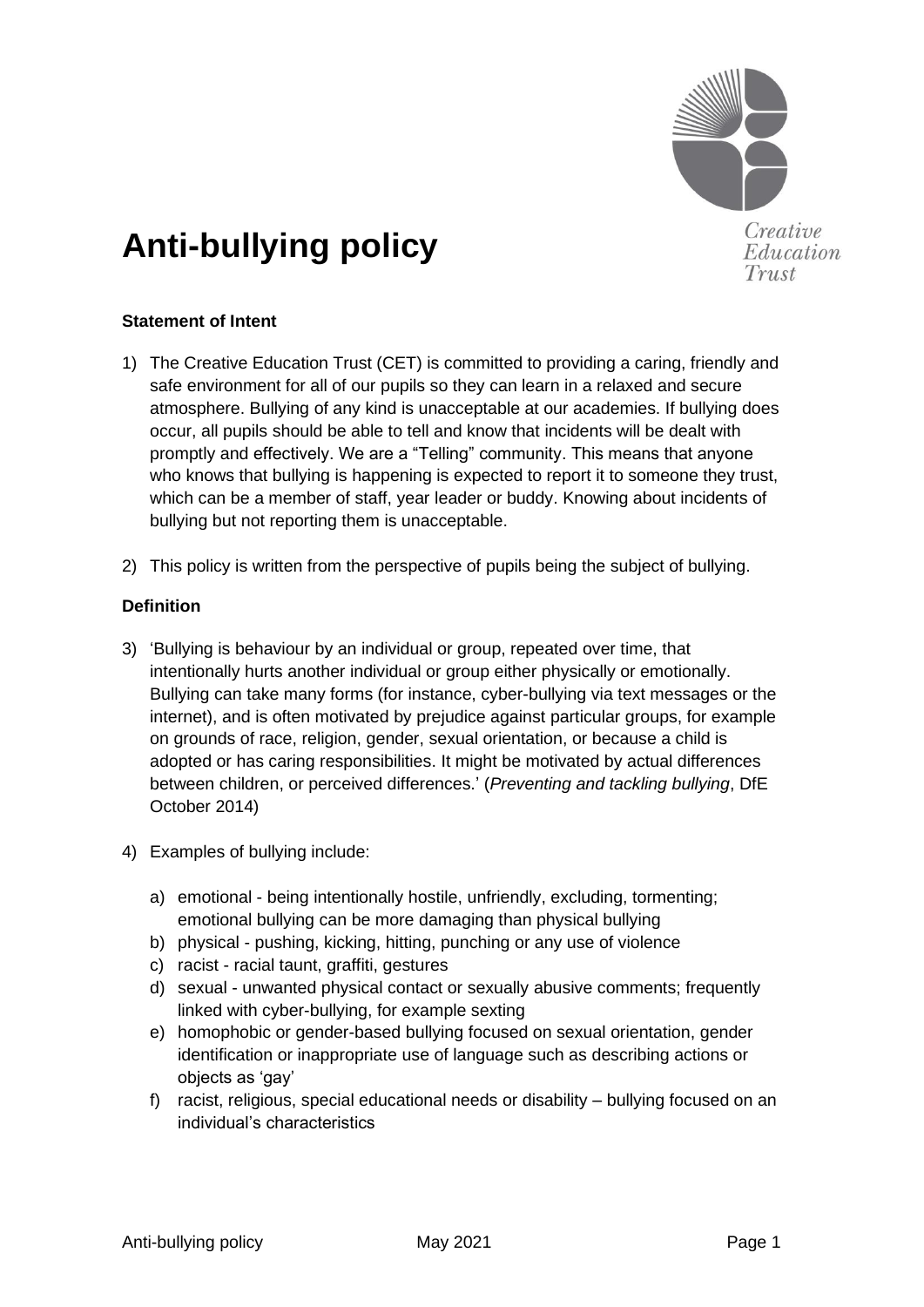# Anti-bullying policy

Creative Education Trust

### Statement of Intent

1) The Creative Education Trust (CET) is committed to providing a caring, friendly and safe environment for all of our pupils so they can learn in a relaxed and secure atmosphere. Bullying of any kind is unacceptable at our academies. If bullying does occur, all pupils should be able to tell and know that incidents will be dealt with promptly and effectively. We are a "Telling" community. This means that anyone who knows that bullying is happening is expected to report it to someone they trust, which can be a member of staff, year leader or buddy. Knowing about incidents of bullying but not reporting them is unacceptable.

2) This policy is written from the perspective of pupils being the subject of bullying.

### Definition

3) 'Bullying is behaviour by an individual or group, repeated over time, that intentionally hurts another individual or group either physically or emotionally. Bullying can take many forms (for instance, cyber-bullying via text messages or the internet), and is often motivated by prejudice against particular groups, for example on grounds of race, religion, gender, sexual orientation, or because a child is adopted or has caring responsibilities. It might be motivated by actual differences between children, or perceived differences.' (*Preventing and tackling bullying*, DfE October 2014)

4) Examples of bullying include:

   a) emotional - being intentionally hostile, unfriendly, excluding, tormenting; emotional bullying can be more damaging than physical bullying
   b) physical - pushing, kicking, hitting, punching or any use of violence
   c) racist - racial taunt, graffiti, gestures
   d) sexual - unwanted physical contact or sexually abusive comments; frequently linked with cyber-bullying, for example sexting
   e) homophobic or gender-based bullying focused on sexual orientation, gender identification or inappropriate use of language such as describing actions or objects as 'gay'
   f) racist, religious, special educational needs or disability – bullying focused on an individual's characteristics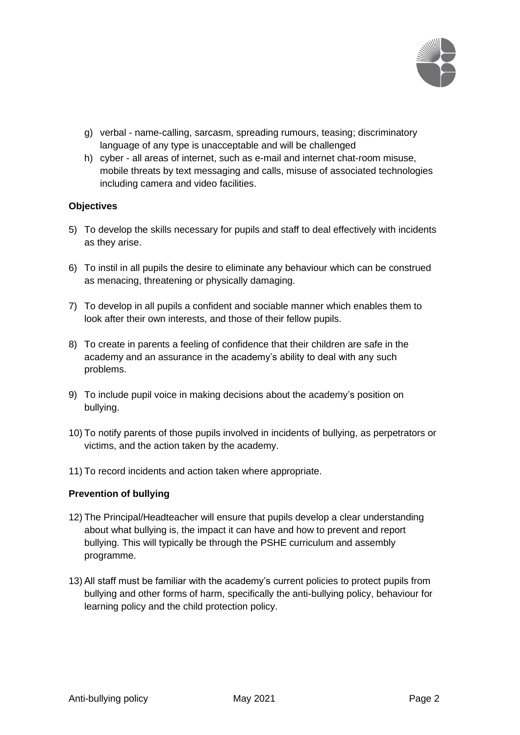g) verbal - name-calling, sarcasm, spreading rumours, teasing; discriminatory language of any type is unacceptable and will be challenged
h) cyber - all areas of internet, such as e-mail and internet chat-room misuse, mobile threats by text messaging and calls, misuse of associated technologies including camera and video facilities.

**Objectives**

5) To develop the skills necessary for pupils and staff to deal effectively with incidents as they arise.

6) To instil in all pupils the desire to eliminate any behaviour which can be construed as menacing, threatening or physically damaging.

7) To develop in all pupils a confident and sociable manner which enables them to look after their own interests, and those of their fellow pupils.

8) To create in parents a feeling of confidence that their children are safe in the academy and an assurance in the academy's ability to deal with any such problems.

9) To include pupil voice in making decisions about the academy's position on bullying.

10) To notify parents of those pupils involved in incidents of bullying, as perpetrators or victims, and the action taken by the academy.

11) To record incidents and action taken where appropriate.

**Prevention of bullying**

12) The Principal/Headteacher will ensure that pupils develop a clear understanding about what bullying is, the impact it can have and how to prevent and report bullying. This will typically be through the PSHE curriculum and assembly programme.

13) All staff must be familiar with the academy's current policies to protect pupils from bullying and other forms of harm, specifically the anti-bullying policy, behaviour for learning policy and the child protection policy.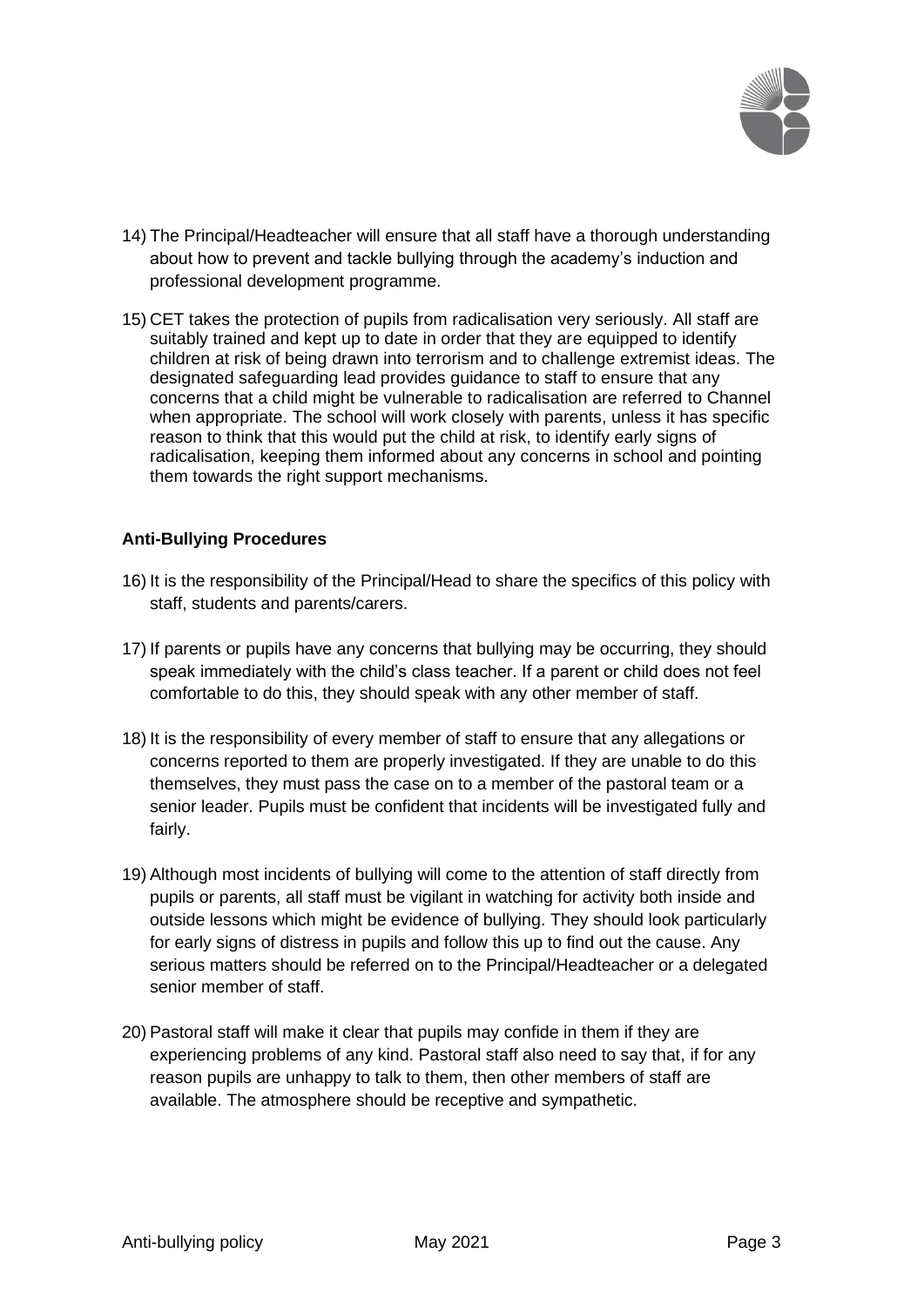14) The Principal/Headteacher will ensure that all staff have a thorough understanding about how to prevent and tackle bullying through the academy's induction and professional development programme.

15) CET takes the protection of pupils from radicalisation very seriously. All staff are suitably trained and kept up to date in order that they are equipped to identify children at risk of being drawn into terrorism and to challenge extremist ideas. The designated safeguarding lead provides guidance to staff to ensure that any concerns that a child might be vulnerable to radicalisation are referred to Channel when appropriate. The school will work closely with parents, unless it has specific reason to think that this would put the child at risk, to identify early signs of radicalisation, keeping them informed about any concerns in school and pointing them towards the right support mechanisms.

**Anti-Bullying Procedures**

16) It is the responsibility of the Principal/Head to share the specifics of this policy with staff, students and parents/carers.

17) If parents or pupils have any concerns that bullying may be occurring, they should speak immediately with the child's class teacher. If a parent or child does not feel comfortable to do this, they should speak with any other member of staff.

18) It is the responsibility of every member of staff to ensure that any allegations or concerns reported to them are properly investigated. If they are unable to do this themselves, they must pass the case on to a member of the pastoral team or a senior leader. Pupils must be confident that incidents will be investigated fully and fairly.

19) Although most incidents of bullying will come to the attention of staff directly from pupils or parents, all staff must be vigilant in watching for activity both inside and outside lessons which might be evidence of bullying. They should look particularly for early signs of distress in pupils and follow this up to find out the cause. Any serious matters should be referred on to the Principal/Headteacher or a delegated senior member of staff.

20) Pastoral staff will make it clear that pupils may confide in them if they are experiencing problems of any kind. Pastoral staff also need to say that, if for any reason pupils are unhappy to talk to them, then other members of staff are available. The atmosphere should be receptive and sympathetic.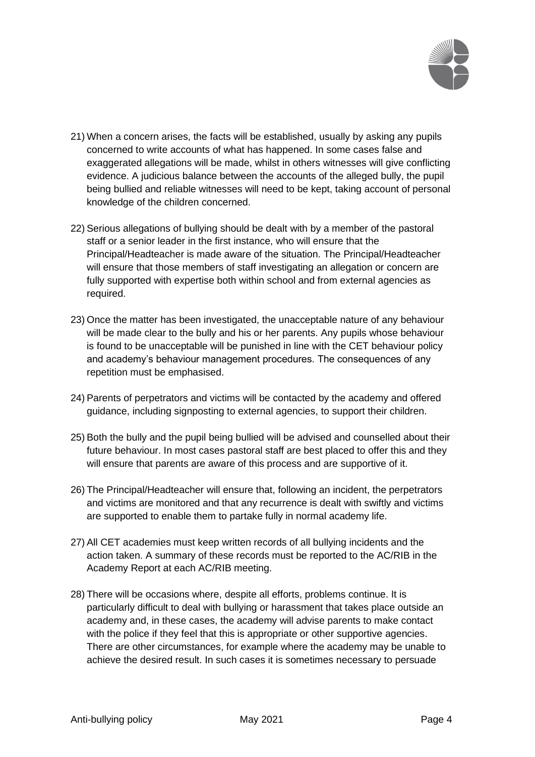21) When a concern arises, the facts will be established, usually by asking any pupils concerned to write accounts of what has happened. In some cases false and exaggerated allegations will be made, whilst in others witnesses will give conflicting evidence. A judicious balance between the accounts of the alleged bully, the pupil being bullied and reliable witnesses will need to be kept, taking account of personal knowledge of the children concerned.

22) Serious allegations of bullying should be dealt with by a member of the pastoral staff or a senior leader in the first instance, who will ensure that the Principal/Headteacher is made aware of the situation. The Principal/Headteacher will ensure that those members of staff investigating an allegation or concern are fully supported with expertise both within school and from external agencies as required.

23) Once the matter has been investigated, the unacceptable nature of any behaviour will be made clear to the bully and his or her parents. Any pupils whose behaviour is found to be unacceptable will be punished in line with the CET behaviour policy and academy's behaviour management procedures. The consequences of any repetition must be emphasised.

24) Parents of perpetrators and victims will be contacted by the academy and offered guidance, including signposting to external agencies, to support their children.

25) Both the bully and the pupil being bullied will be advised and counselled about their future behaviour. In most cases pastoral staff are best placed to offer this and they will ensure that parents are aware of this process and are supportive of it.

26) The Principal/Headteacher will ensure that, following an incident, the perpetrators and victims are monitored and that any recurrence is dealt with swiftly and victims are supported to enable them to partake fully in normal academy life.

27) All CET academies must keep written records of all bullying incidents and the action taken. A summary of these records must be reported to the AC/RIB in the Academy Report at each AC/RIB meeting.

28) There will be occasions where, despite all efforts, problems continue. It is particularly difficult to deal with bullying or harassment that takes place outside an academy and, in these cases, the academy will advise parents to make contact with the police if they feel that this is appropriate or other supportive agencies. There are other circumstances, for example where the academy may be unable to achieve the desired result. In such cases it is sometimes necessary to persuade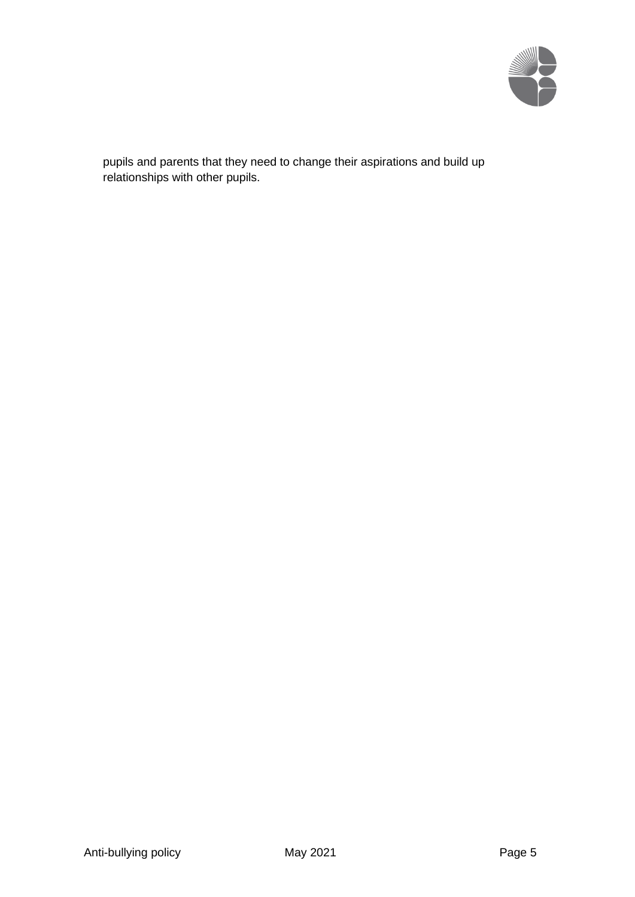pupils and parents that they need to change their aspirations and build up relationships with other pupils.